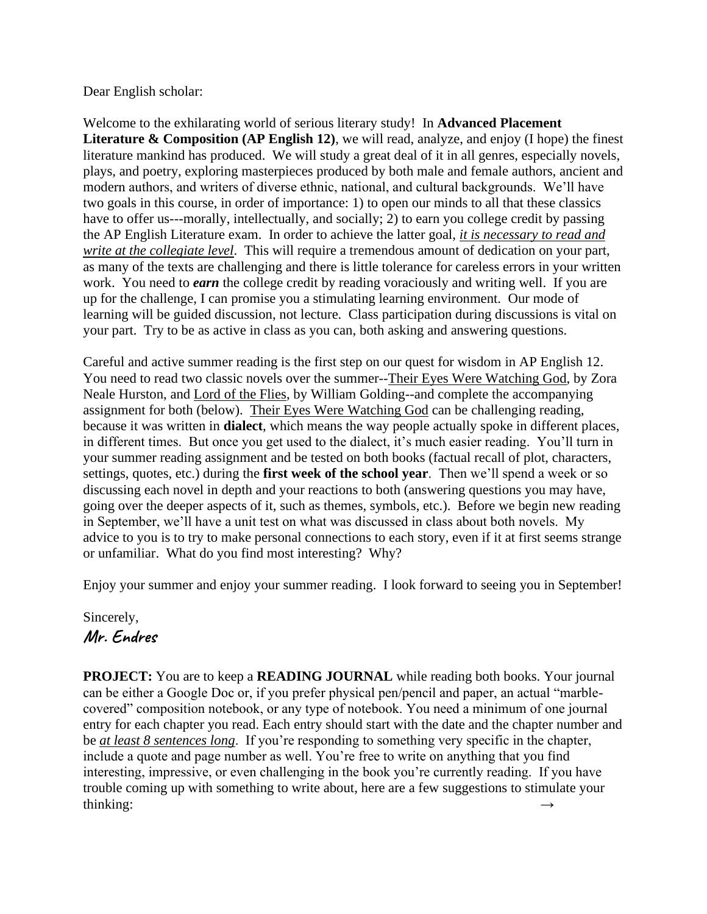Dear English scholar:

Welcome to the exhilarating world of serious literary study! In **Advanced Placement Literature & Composition (AP English 12)**, we will read, analyze, and enjoy (I hope) the finest literature mankind has produced. We will study a great deal of it in all genres, especially novels, plays, and poetry, exploring masterpieces produced by both male and female authors, ancient and modern authors, and writers of diverse ethnic, national, and cultural backgrounds. We'll have two goals in this course, in order of importance: 1) to open our minds to all that these classics have to offer us---morally, intellectually, and socially; 2) to earn you college credit by passing the AP English Literature exam. In order to achieve the latter goal, <u>*it is necessary to read and write at the collegiate level*</u>. This will require a tremendous amount of dedication on your part, as many of the texts are challenging and there is little tolerance for careless errors in your written work. You need to ***earn*** the college credit by reading voraciously and writing well. If you are up for the challenge, I can promise you a stimulating learning environment. Our mode of learning will be guided discussion, not lecture. Class participation during discussions is vital on your part. Try to be as active in class as you can, both asking and answering questions.

Careful and active summer reading is the first step on our quest for wisdom in AP English 12. You need to read two classic novels over the summer--<u>Their Eyes Were Watching God</u>, by Zora Neale Hurston, and <u>Lord of the Flies</u>, by William Golding--and complete the accompanying assignment for both (below). <u>Their Eyes Were Watching God</u> can be challenging reading, because it was written in **dialect**, which means the way people actually spoke in different places, in different times. But once you get used to the dialect, it's much easier reading. You'll turn in your summer reading assignment and be tested on both books (factual recall of plot, characters, settings, quotes, etc.) during the **first week of the school year**. Then we'll spend a week or so discussing each novel in depth and your reactions to both (answering questions you may have, going over the deeper aspects of it, such as themes, symbols, etc.). Before we begin new reading in September, we'll have a unit test on what was discussed in class about both novels. My advice to you is to try to make personal connections to each story, even if it at first seems strange or unfamiliar. What do you find most interesting? Why?

Enjoy your summer and enjoy your summer reading. I look forward to seeing you in September!

Sincerely,
**Mr. Endres**

**PROJECT:** You are to keep a **READING JOURNAL** while reading both books. Your journal can be either a Google Doc or, if you prefer physical pen/pencil and paper, an actual "marble-covered" composition notebook, or any type of notebook. You need a minimum of one journal entry for each chapter you read. Each entry should start with the date and the chapter number and be <u>*at least 8 sentences long*</u>. If you're responding to something very specific in the chapter, include a quote and page number as well. You're free to write on anything that you find interesting, impressive, or even challenging in the book you're currently reading. If you have trouble coming up with something to write about, here are a few suggestions to stimulate your thinking: →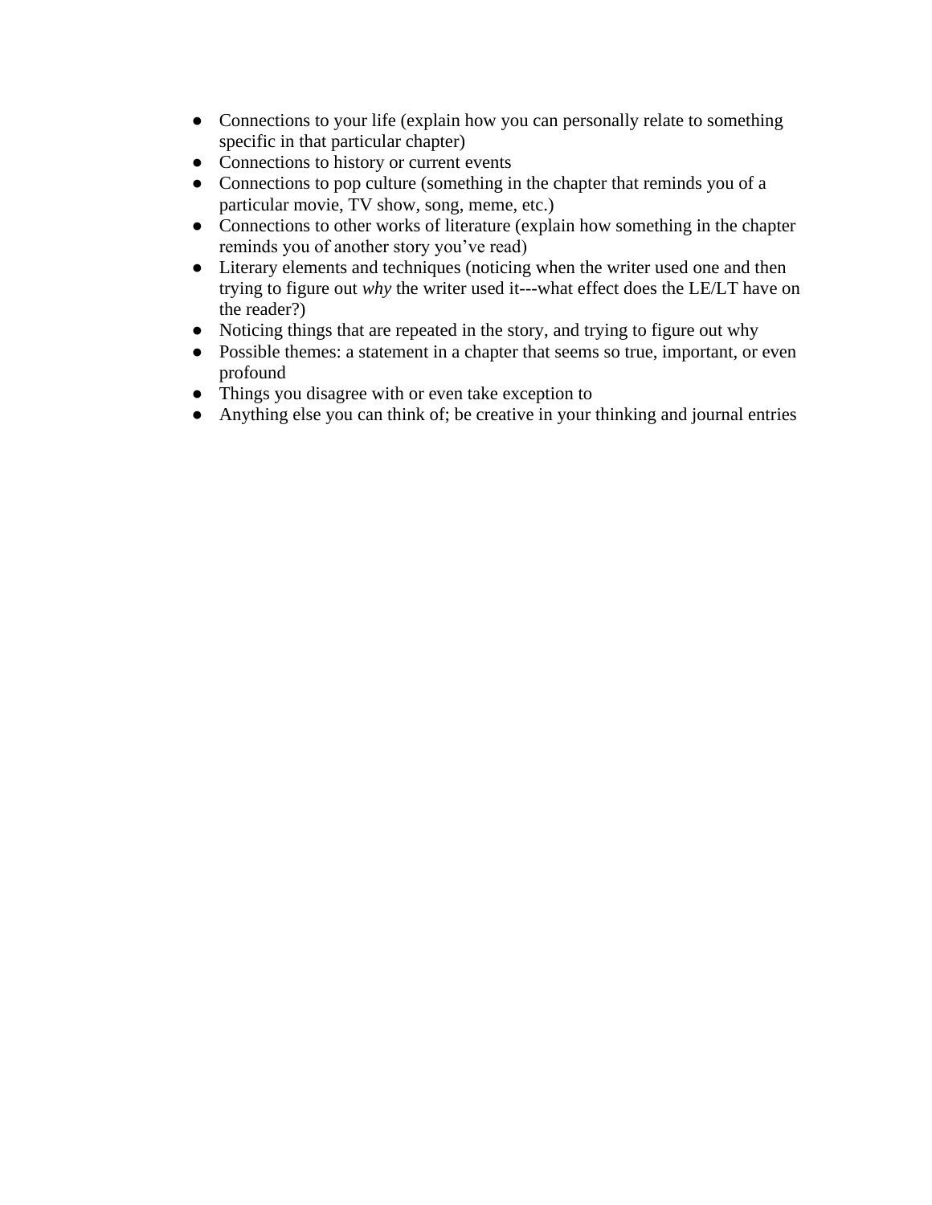- Connections to your life (explain how you can personally relate to something specific in that particular chapter)
- Connections to history or current events
- Connections to pop culture (something in the chapter that reminds you of a particular movie, TV show, song, meme, etc.)
- Connections to other works of literature (explain how something in the chapter reminds you of another story you've read)
- Literary elements and techniques (noticing when the writer used one and then trying to figure out *why* the writer used it---what effect does the LE/LT have on the reader?)
- Noticing things that are repeated in the story, and trying to figure out why
- Possible themes: a statement in a chapter that seems so true, important, or even profound
- Things you disagree with or even take exception to
- Anything else you can think of; be creative in your thinking and journal entries